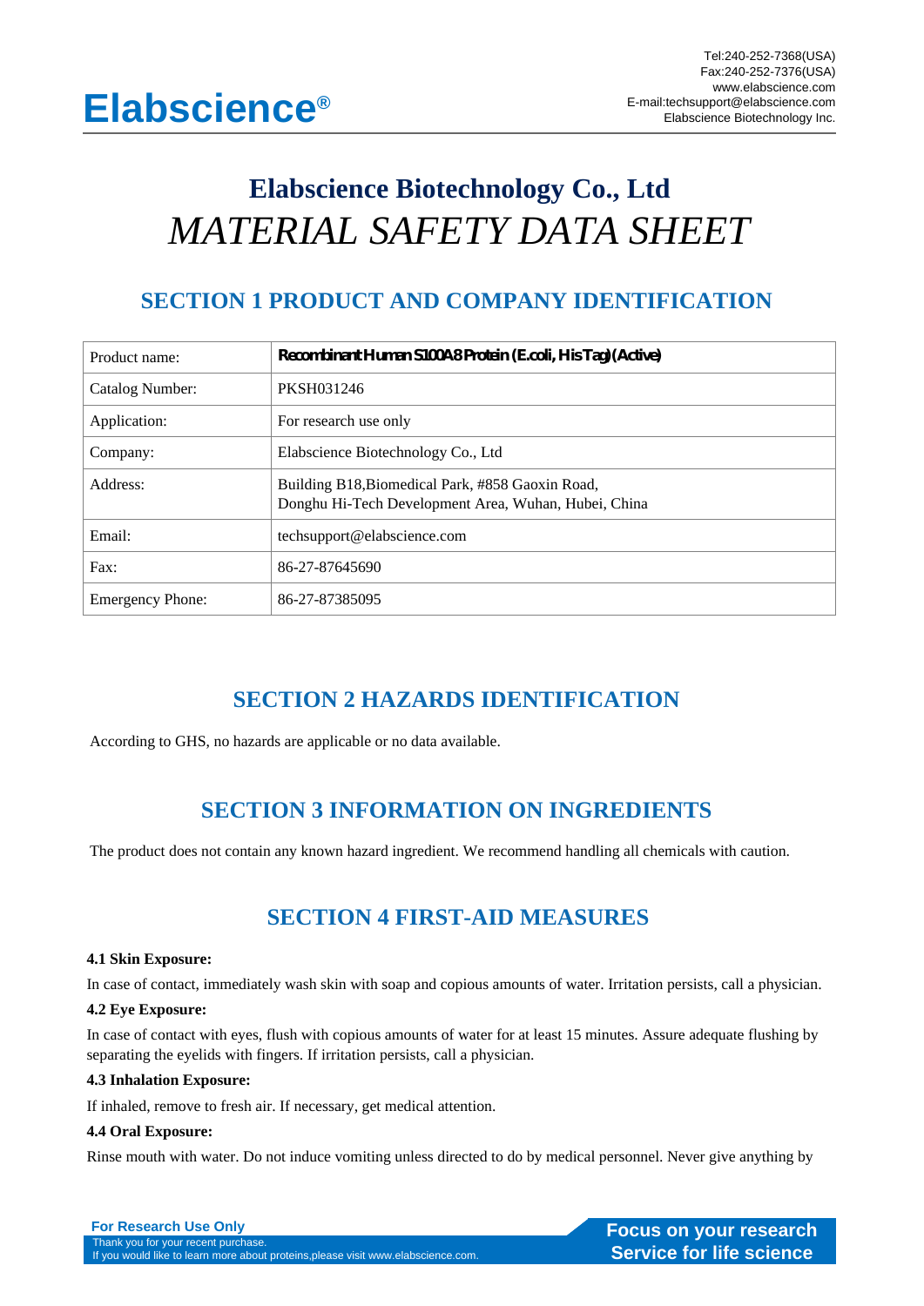# Elabscience Biotechnology Co., Ltd

# *MATERIAL SAFETY DATA SHEET*

## SECTION 1 PRODUCT AND COMPANY IDENTIFICATION

| Product name: | **Recombinant Human S100A8 Protein (E.coli, His Tag) (Active)** |
|---|---|
| Catalog Number: | PKSH031246 |
| Application: | For research use only |
| Company: | Elabscience Biotechnology Co., Ltd |
| Address: | Building B18,Biomedical Park, #858 Gaoxin Road, Donghu Hi-Tech Development Area, Wuhan, Hubei, China |
| Email: | techsupport@elabscience.com |
| Fax: | 86-27-87645690 |
| Emergency Phone: | 86-27-87385095 |

## SECTION 2 HAZARDS IDENTIFICATION

According to GHS, no hazards are applicable or no data available.

## SECTION 3 INFORMATION ON INGREDIENTS

The product does not contain any known hazard ingredient. We recommend handling all chemicals with caution.

## SECTION 4 FIRST-AID MEASURES

**4.1 Skin Exposure:**

In case of contact, immediately wash skin with soap and copious amounts of water. Irritation persists, call a physician.

**4.2 Eye Exposure:**

In case of contact with eyes, flush with copious amounts of water for at least 15 minutes. Assure adequate flushing by separating the eyelids with fingers. If irritation persists, call a physician.

**4.3 Inhalation Exposure:**

If inhaled, remove to fresh air. If necessary, get medical attention.

**4.4 Oral Exposure:**

Rinse mouth with water. Do not induce vomiting unless directed to do by medical personnel. Never give anything by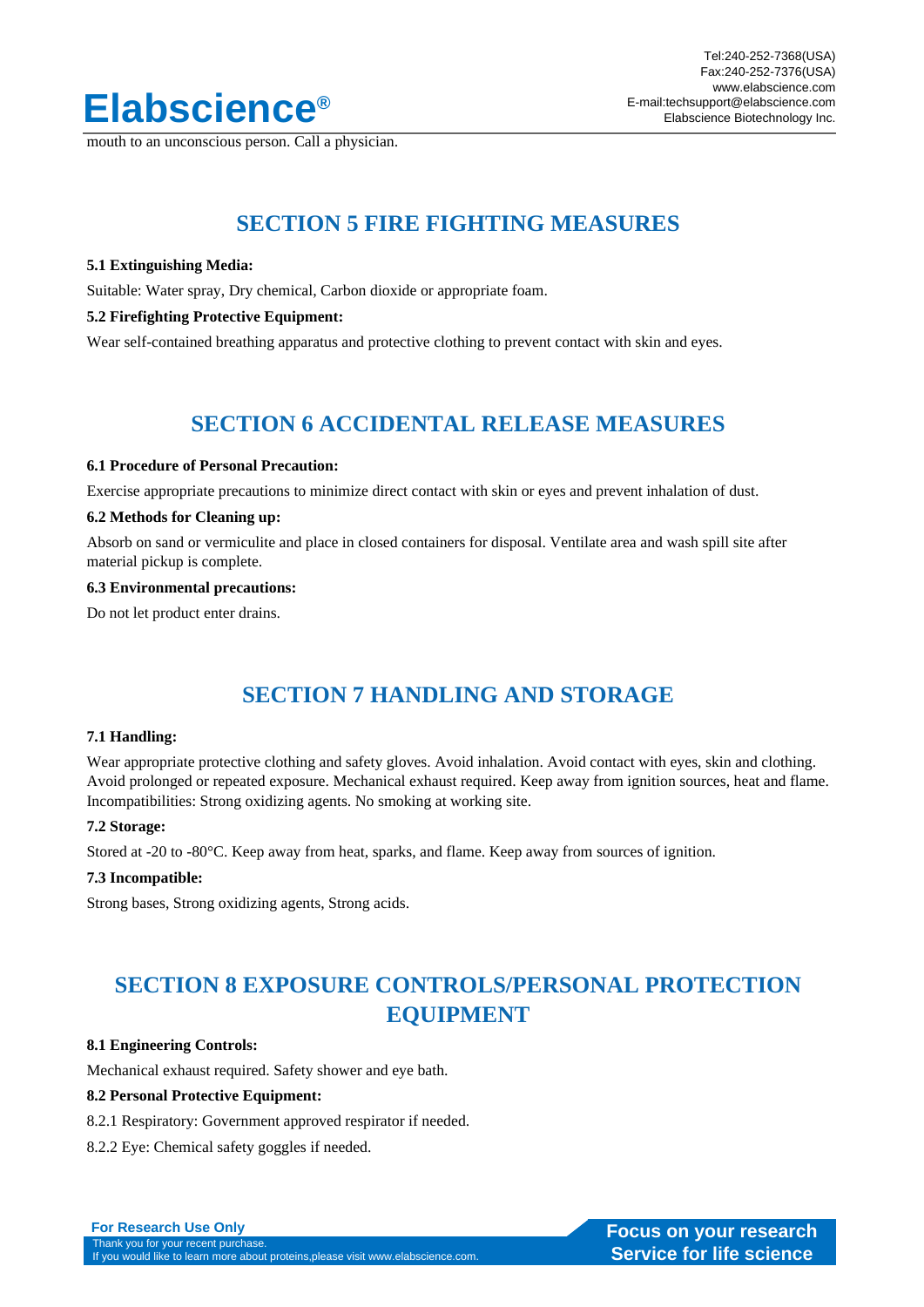mouth to an unconscious person. Call a physician.

## SECTION 5 FIRE FIGHTING MEASURES

**5.1 Extinguishing Media:**

Suitable: Water spray, Dry chemical, Carbon dioxide or appropriate foam.

**5.2 Firefighting Protective Equipment:**

Wear self-contained breathing apparatus and protective clothing to prevent contact with skin and eyes.

## SECTION 6 ACCIDENTAL RELEASE MEASURES

**6.1 Procedure of Personal Precaution:**

Exercise appropriate precautions to minimize direct contact with skin or eyes and prevent inhalation of dust.

**6.2 Methods for Cleaning up:**

Absorb on sand or vermiculite and place in closed containers for disposal. Ventilate area and wash spill site after material pickup is complete.

**6.3 Environmental precautions:**

Do not let product enter drains.

## SECTION 7 HANDLING AND STORAGE

**7.1 Handling:**

Wear appropriate protective clothing and safety gloves. Avoid inhalation. Avoid contact with eyes, skin and clothing. Avoid prolonged or repeated exposure. Mechanical exhaust required. Keep away from ignition sources, heat and flame. Incompatibilities: Strong oxidizing agents. No smoking at working site.

**7.2 Storage:**

Stored at -20 to -80°C. Keep away from heat, sparks, and flame. Keep away from sources of ignition.

**7.3 Incompatible:**

Strong bases, Strong oxidizing agents, Strong acids.

## SECTION 8 EXPOSURE CONTROLS/PERSONAL PROTECTION EQUIPMENT

**8.1 Engineering Controls:**

Mechanical exhaust required. Safety shower and eye bath.

**8.2 Personal Protective Equipment:**

8.2.1 Respiratory: Government approved respirator if needed.

8.2.2 Eye: Chemical safety goggles if needed.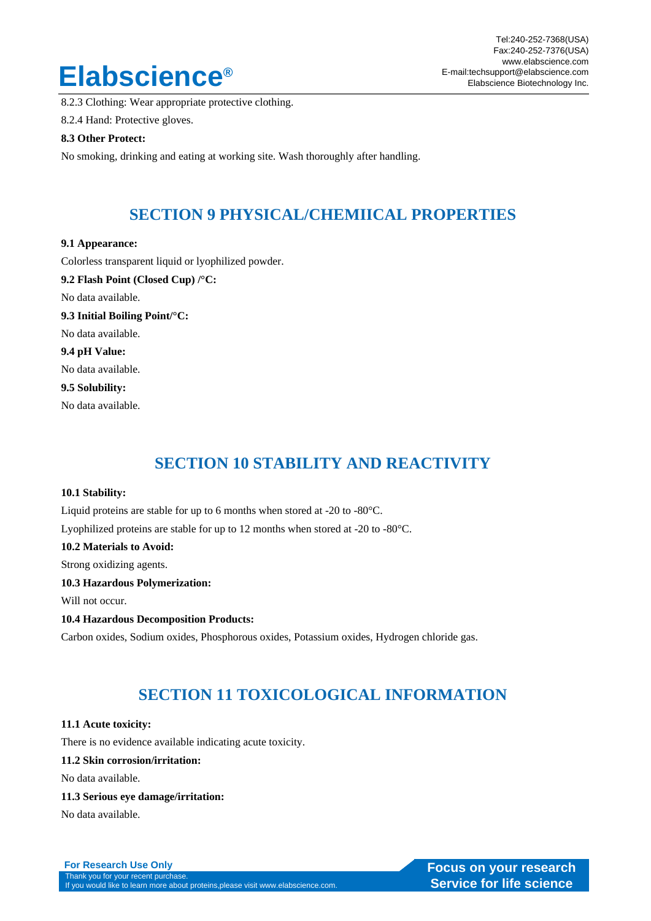8.2.3 Clothing: Wear appropriate protective clothing.

8.2.4 Hand: Protective gloves.

**8.3 Other Protect:**

No smoking, drinking and eating at working site. Wash thoroughly after handling.

## SECTION 9 PHYSICAL/CHEMIICAL PROPERTIES

**9.1 Appearance:**

Colorless transparent liquid or lyophilized powder.

**9.2 Flash Point (Closed Cup) /°C:**

No data available.

**9.3 Initial Boiling Point/°C:**

No data available.

**9.4 pH Value:**

No data available.

**9.5 Solubility:**

No data available.

## SECTION 10 STABILITY AND REACTIVITY

**10.1 Stability:**

Liquid proteins are stable for up to 6 months when stored at -20 to -80°C.

Lyophilized proteins are stable for up to 12 months when stored at -20 to -80°C.

**10.2 Materials to Avoid:**

Strong oxidizing agents.

**10.3 Hazardous Polymerization:**

Will not occur.

**10.4 Hazardous Decomposition Products:**

Carbon oxides, Sodium oxides, Phosphorous oxides, Potassium oxides, Hydrogen chloride gas.

## SECTION 11 TOXICOLOGICAL INFORMATION

**11.1 Acute toxicity:**

There is no evidence available indicating acute toxicity.

**11.2 Skin corrosion/irritation:**

No data available.

**11.3 Serious eye damage/irritation:**

No data available.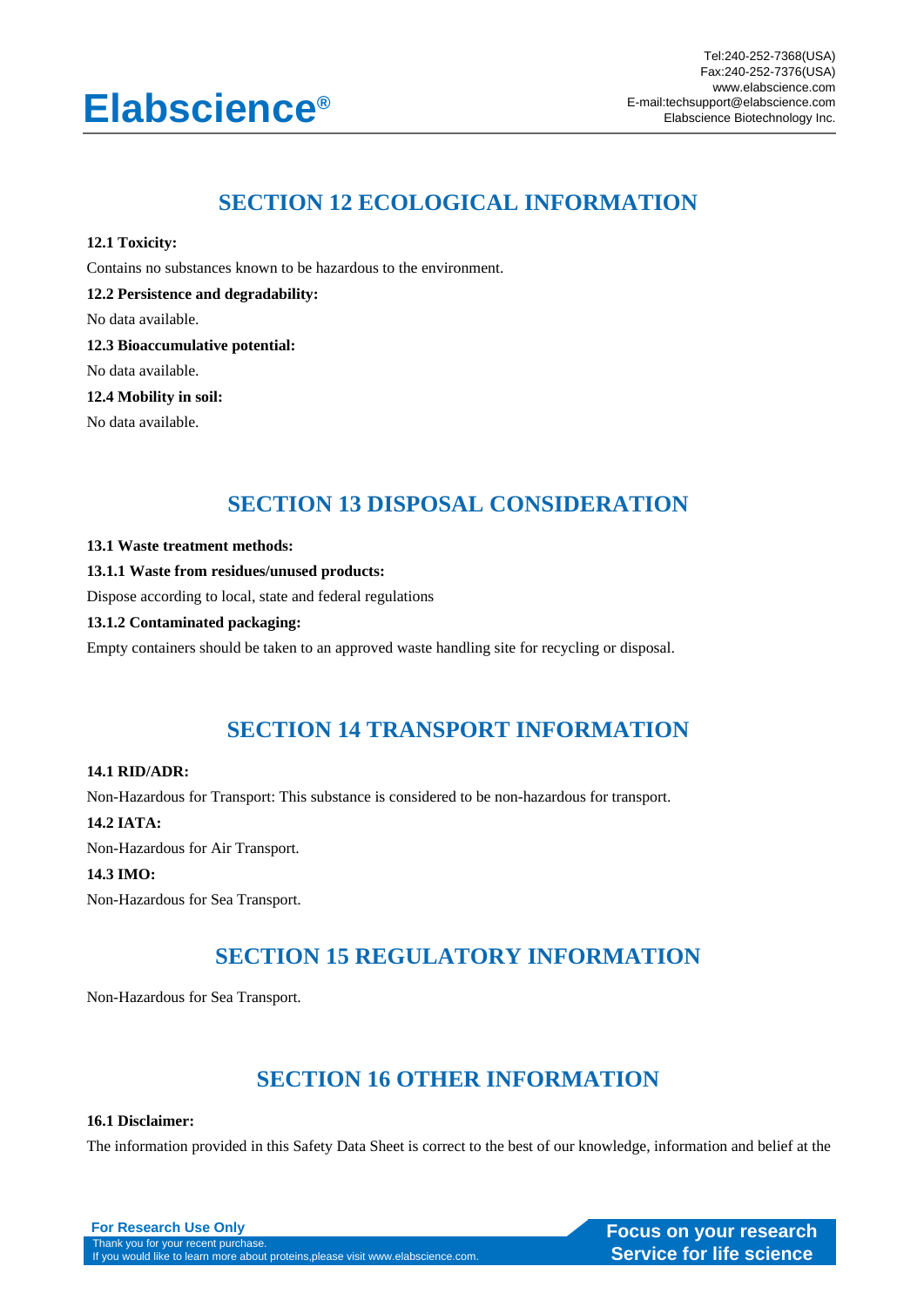## SECTION 12 ECOLOGICAL INFORMATION

**12.1 Toxicity:**

Contains no substances known to be hazardous to the environment.

**12.2 Persistence and degradability:**

No data available.

**12.3 Bioaccumulative potential:**

No data available.

**12.4 Mobility in soil:**

No data available.

## SECTION 13 DISPOSAL CONSIDERATION

**13.1 Waste treatment methods:**

**13.1.1 Waste from residues/unused products:**

Dispose according to local, state and federal regulations

**13.1.2 Contaminated packaging:**

Empty containers should be taken to an approved waste handling site for recycling or disposal.

## SECTION 14 TRANSPORT INFORMATION

**14.1 RID/ADR:**

Non-Hazardous for Transport: This substance is considered to be non-hazardous for transport.

**14.2 IATA:**

Non-Hazardous for Air Transport.

**14.3 IMO:**

Non-Hazardous for Sea Transport.

## SECTION 15 REGULATORY INFORMATION

Non-Hazardous for Sea Transport.

## SECTION 16 OTHER INFORMATION

**16.1 Disclaimer:**

The information provided in this Safety Data Sheet is correct to the best of our knowledge, information and belief at the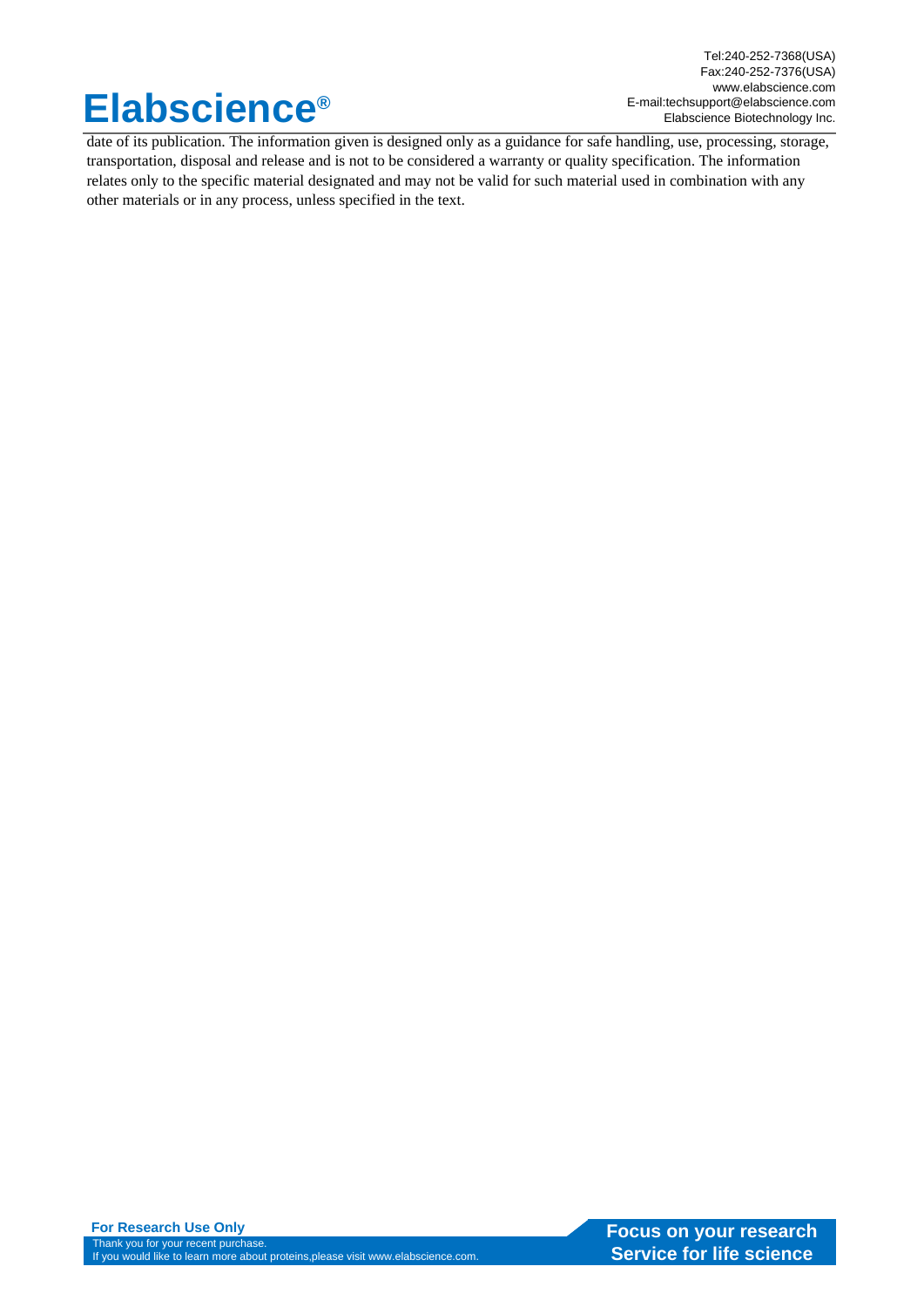date of its publication. The information given is designed only as a guidance for safe handling, use, processing, storage, transportation, disposal and release and is not to be considered a warranty or quality specification. The information relates only to the specific material designated and may not be valid for such material used in combination with any other materials or in any process, unless specified in the text.